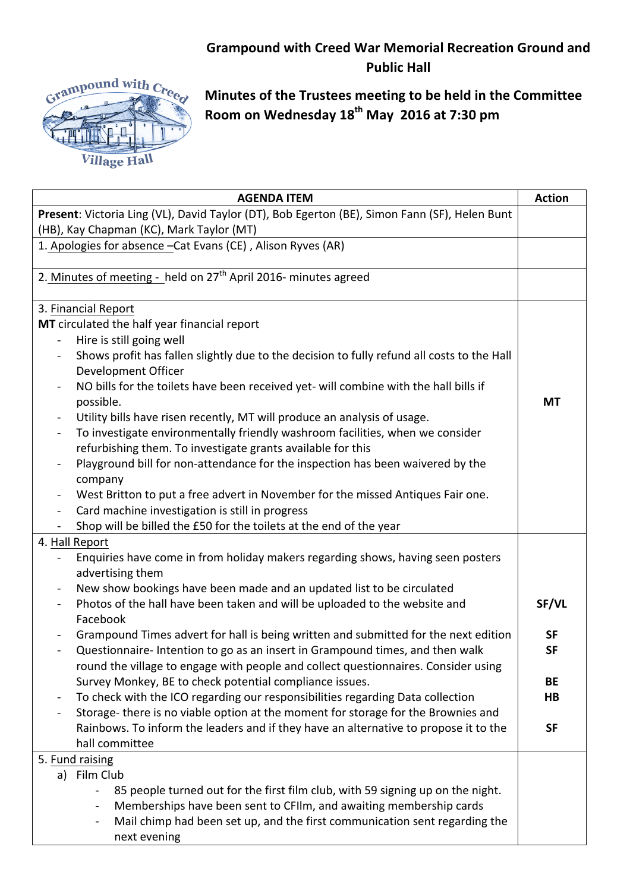# Grampound with Creed War Memorial Recreation Ground and Public Hall

## Minutes of the Trustees meeting to be held in the Committee Room on Wednesday 18th May 2016 at 7:30 pm

| AGENDA ITEM | Action |
|---|---|
| **Present**: Victoria Ling (VL), David Taylor (DT), Bob Egerton (BE), Simon Fann (SF), Helen Bunt (HB), Kay Chapman (KC), Mark Taylor (MT) | |
| 1. <u>Apologies for absence</u> –Cat Evans (CE) , Alison Ryves (AR) | |
| 2. <u>Minutes of meeting - </u> held on 27th April 2016- minutes agreed | |
| 3. <u>Financial Report</u><br>**MT** circulated the half year financial report<br>- Hire is still going well<br>- Shows profit has fallen slightly due to the decision to fully refund all costs to the Hall Development Officer<br>- NO bills for the toilets have been received yet- will combine with the hall bills if possible.<br>- Utility bills have risen recently, MT will produce an analysis of usage.<br>- To investigate environmentally friendly washroom facilities, when we consider refurbishing them. To investigate grants available for this<br>- Playground bill for non-attendance for the inspection has been waivered by the company<br>- West Britton to put a free advert in November for the missed Antiques Fair one.<br>- Card machine investigation is still in progress<br>- Shop will be billed the £50 for the toilets at the end of the year | **MT** |
| 4. <u>Hall Report</u><br>- Enquiries have come in from holiday makers regarding shows, having seen posters advertising them<br>- New show bookings have been made and an updated list to be circulated<br>- Photos of the hall have been taken and will be uploaded to the website and Facebook<br>- Grampound Times advert for hall is being written and submitted for the next edition<br>- Questionnaire- Intention to go as an insert in Grampound times, and then walk round the village to engage with people and collect questionnaires. Consider using Survey Monkey, BE to check potential compliance issues.<br>- To check with the ICO regarding our responsibilities regarding Data collection<br>- Storage- there is no viable option at the moment for storage for the Brownies and Rainbows. To inform the leaders and if they have an alternative to propose it to the hall committee | **SF/VL**<br><br>**SF**<br>**SF**<br><br>**BE**<br>**HB**<br><br>**SF** |
| 5. <u>Fund raising</u><br>a) Film Club<br>- 85 people turned out for the first film club, with 59 signing up on the night.<br>- Memberships have been sent to CFIlm, and awaiting membership cards<br>- Mail chimp had been set up, and the first communication sent regarding the next evening | |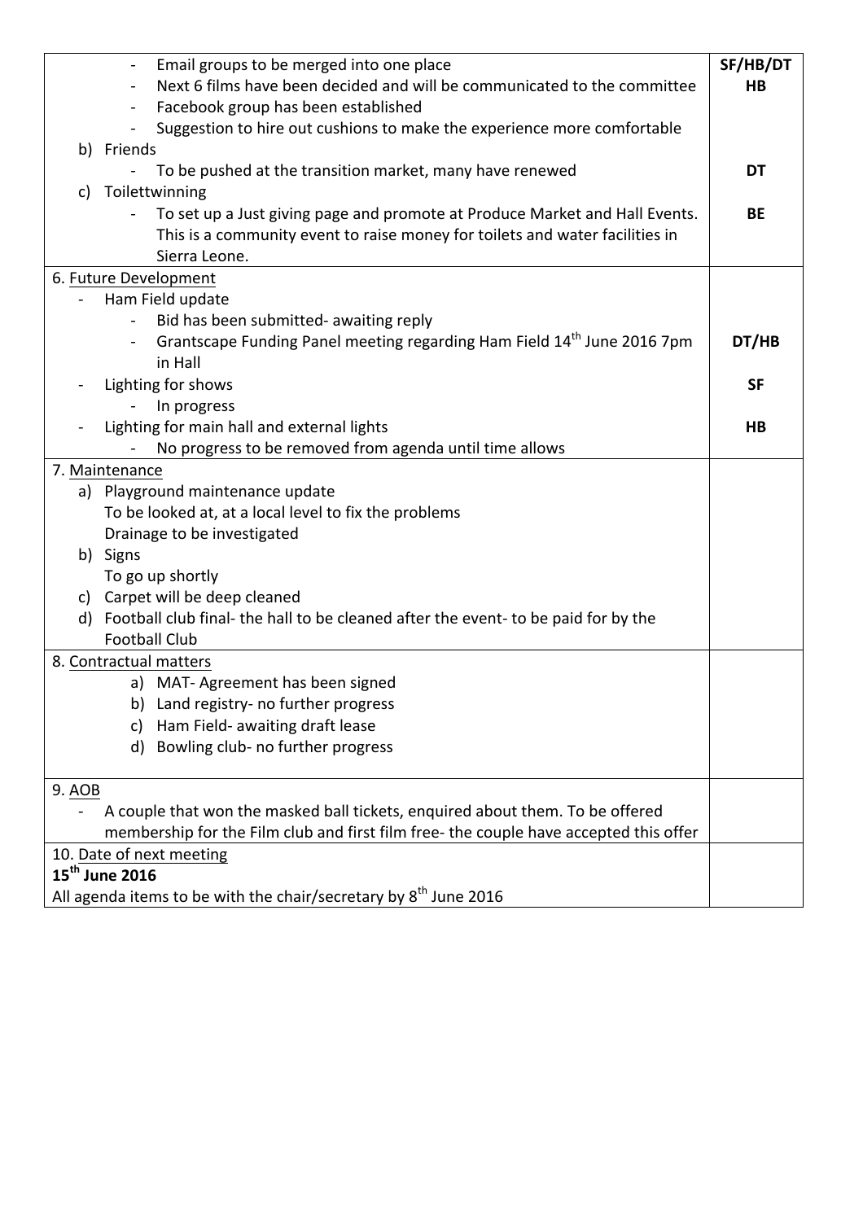| | |
|---|---|
| - Email groups to be merged into one place<br>- Next 6 films have been decided and will be communicated to the committee<br>- Facebook group has been established<br>- Suggestion to hire out cushions to make the experience more comfortable<br>b) Friends<br>- To be pushed at the transition market, many have renewed<br>c) Toilettwinning<br>- To set up a Just giving page and promote at Produce Market and Hall Events. This is a community event to raise money for toilets and water facilities in Sierra Leone. | **SF/HB/DT**<br>**HB**<br><br><br><br>**DT**<br><br>**BE** |
| 6. Future Development<br>- Ham Field update<br>- Bid has been submitted- awaiting reply<br>- Grantscape Funding Panel meeting regarding Ham Field 14th June 2016 7pm in Hall<br>- Lighting for shows<br>- In progress<br>- Lighting for main hall and external lights<br>- No progress to be removed from agenda until time allows | <br><br><br>**DT/HB**<br>**SF**<br><br>**HB** |
| 7. Maintenance<br>a) Playground maintenance update<br>To be looked at, at a local level to fix the problems<br>Drainage to be investigated<br>b) Signs<br>To go up shortly<br>c) Carpet will be deep cleaned<br>d) Football club final- the hall to be cleaned after the event- to be paid for by the Football Club | |
| 8. Contractual matters<br>a) MAT- Agreement has been signed<br>b) Land registry- no further progress<br>c) Ham Field- awaiting draft lease<br>d) Bowling club- no further progress | |
| 9. AOB<br>- A couple that won the masked ball tickets, enquired about them. To be offered membership for the Film club and first film free- the couple have accepted this offer | |
| 10. Date of next meeting<br>**15th June 2016**<br>All agenda items to be with the chair/secretary by 8th June 2016 | |